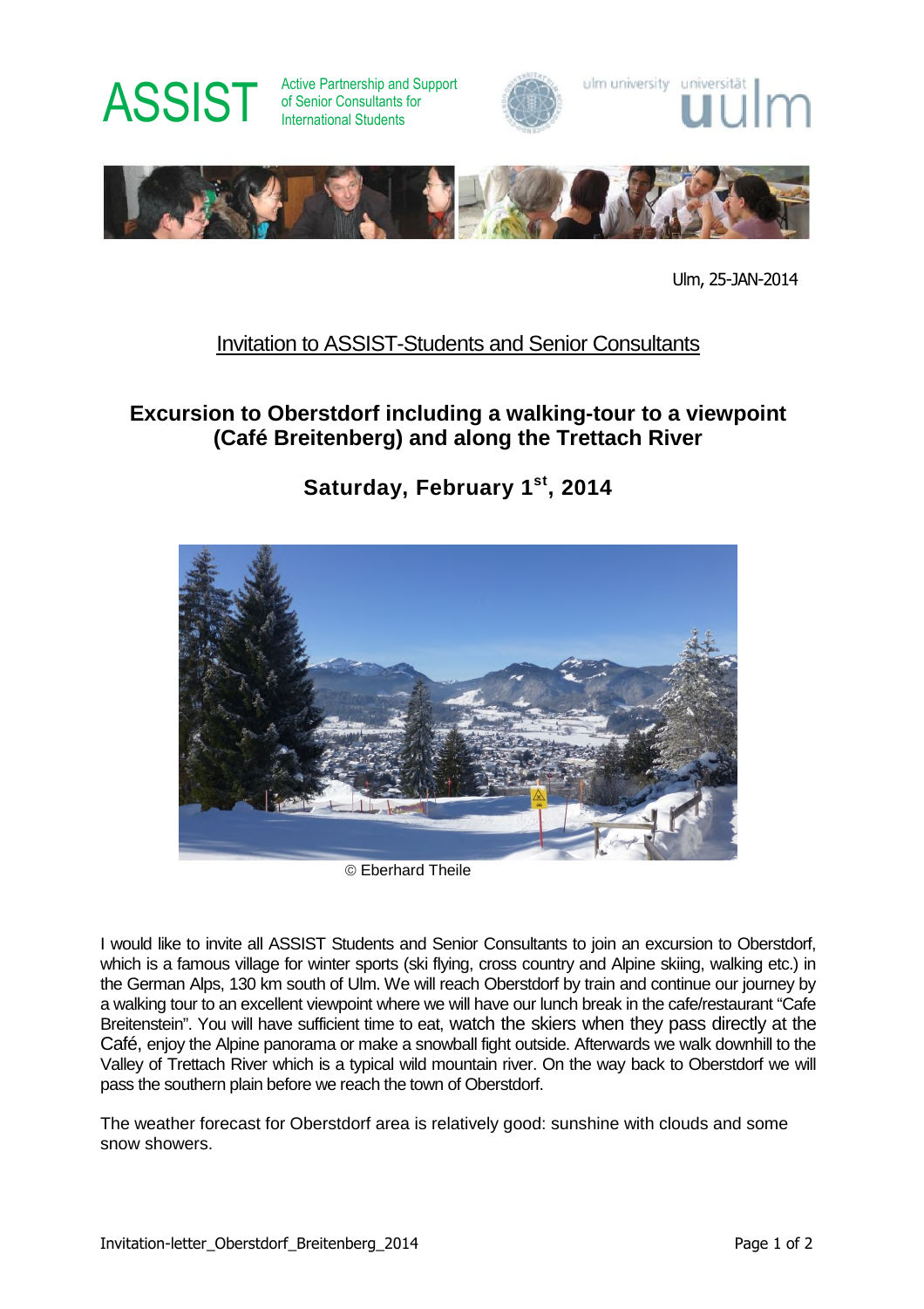ASSIST Active Partnership and Support of Senior Consultants for International Students

ulm university universität uulm

Ulm, 25-JAN-2014

Invitation to ASSIST-Students and Senior Consultants

## Excursion to Oberstdorf including a walking-tour to a viewpoint (Café Breitenberg) and along the Trettach River

## Saturday, February 1st, 2014

© Eberhard Theile

I would like to invite all ASSIST Students and Senior Consultants to join an excursion to Oberstdorf, which is a famous village for winter sports (ski flying, cross country and Alpine skiing, walking etc.) in the German Alps, 130 km south of Ulm. We will reach Oberstdorf by train and continue our journey by a walking tour to an excellent viewpoint where we will have our lunch break in the cafe/restaurant "Cafe Breitenstein". You will have sufficient time to eat, watch the skiers when they pass directly at the Café, enjoy the Alpine panorama or make a snowball fight outside. Afterwards we walk downhill to the Valley of Trettach River which is a typical wild mountain river. On the way back to Oberstdorf we will pass the southern plain before we reach the town of Oberstdorf.

The weather forecast for Oberstdorf area is relatively good: sunshine with clouds and some snow showers.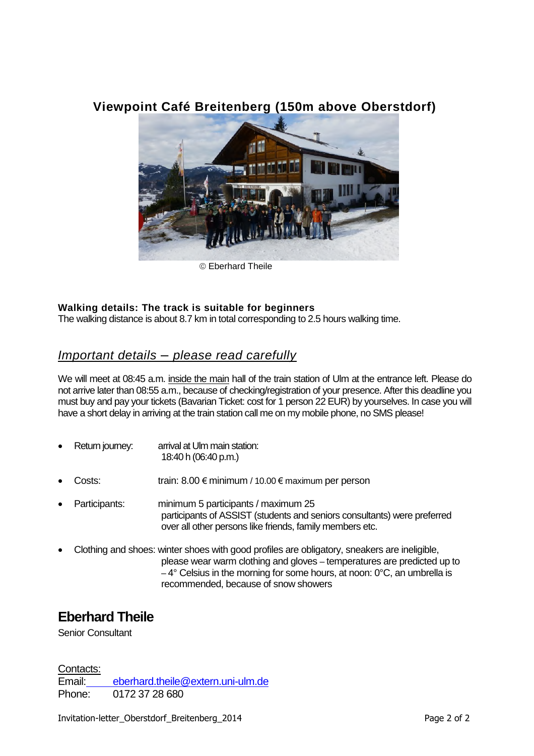## Viewpoint Café Breitenberg (150m above Oberstdorf)

© Eberhard Theile

**Walking details: The track is suitable for beginners**
The walking distance is about 8.7 km in total corresponding to 2.5 hours walking time.

## *Important details – please read carefully*

We will meet at 08:45 a.m. inside the main hall of the train station of Ulm at the entrance left. Please do not arrive later than 08:55 a.m., because of checking/registration of your presence. After this deadline you must buy and pay your tickets (Bavarian Ticket: cost for 1 person 22 EUR) by yourselves. In case you will have a short delay in arriving at the train station call me on my mobile phone, no SMS please!

- Return journey: arrival at Ulm main station: 18:40 h (06:40 p.m.)
- Costs: train: 8.00 € minimum / 10.00 € maximum per person
- Participants: minimum 5 participants / maximum 25 participants of ASSIST (students and seniors consultants) were preferred over all other persons like friends, family members etc.
- Clothing and shoes: winter shoes with good profiles are obligatory, sneakers are ineligible, please wear warm clothing and gloves – temperatures are predicted up to – 4° Celsius in the morning for some hours, at noon: 0°C, an umbrella is recommended, because of snow showers

## Eberhard Theile

Senior Consultant

Contacts:
Email: eberhard.theile@extern.uni-ulm.de
Phone: 0172 37 28 680

Invitation-letter_Oberstdorf_Breitenberg_2014